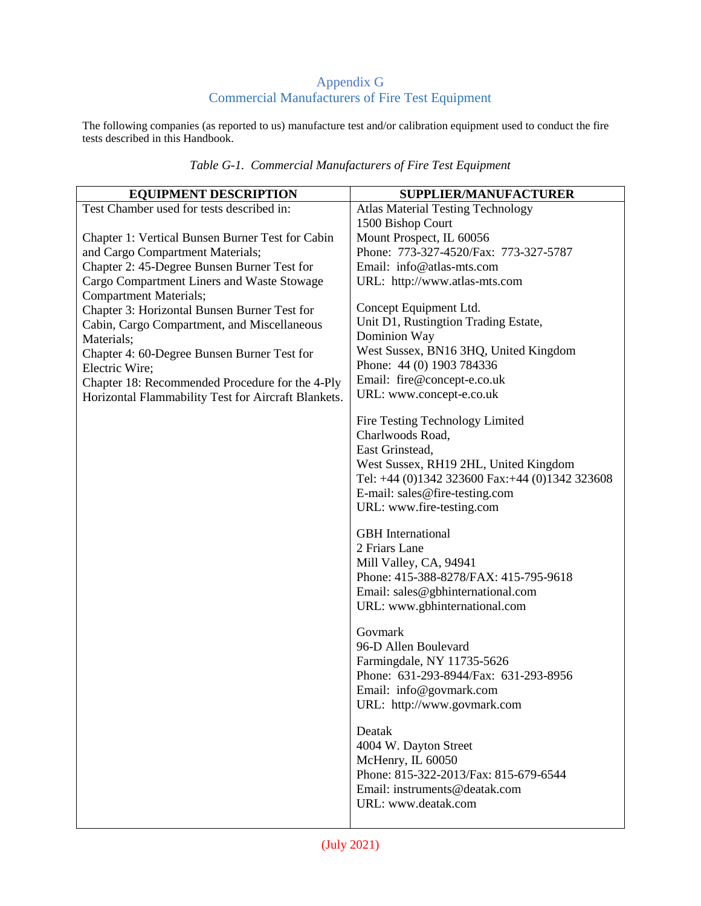# Appendix G
# Commercial Manufacturers of Fire Test Equipment

The following companies (as reported to us) manufacture test and/or calibration equipment used to conduct the fire tests described in this Handbook.

*Table G-1. Commercial Manufacturers of Fire Test Equipment*

| EQUIPMENT DESCRIPTION | SUPPLIER/MANUFACTURER |
|---|---|
| Test Chamber used for tests described in:<br><br>Chapter 1: Vertical Bunsen Burner Test for Cabin and Cargo Compartment Materials;<br>Chapter 2: 45-Degree Bunsen Burner Test for Cargo Compartment Liners and Waste Stowage Compartment Materials;<br>Chapter 3: Horizontal Bunsen Burner Test for Cabin, Cargo Compartment, and Miscellaneous Materials;<br>Chapter 4: 60-Degree Bunsen Burner Test for Electric Wire;<br>Chapter 18: Recommended Procedure for the 4-Ply Horizontal Flammability Test for Aircraft Blankets. | Atlas Material Testing Technology<br>1500 Bishop Court<br>Mount Prospect, IL 60056<br>Phone: 773-327-4520/Fax: 773-327-5787<br>Email: info@atlas-mts.com<br>URL: http://www.atlas-mts.com<br><br>Concept Equipment Ltd.<br>Unit D1, Rustingtion Trading Estate,<br>Dominion Way<br>West Sussex, BN16 3HQ, United Kingdom<br>Phone: 44 (0) 1903 784336<br>Email: fire@concept-e.co.uk<br>URL: www.concept-e.co.uk<br><br>Fire Testing Technology Limited<br>Charlwoods Road,<br>East Grinstead,<br>West Sussex, RH19 2HL, United Kingdom<br>Tel: +44 (0)1342 323600 Fax:+44 (0)1342 323608<br>E-mail: sales@fire-testing.com<br>URL: www.fire-testing.com<br><br>GBH International<br>2 Friars Lane<br>Mill Valley, CA, 94941<br>Phone: 415-388-8278/FAX: 415-795-9618<br>Email: sales@gbhinternational.com<br>URL: www.gbhinternational.com<br><br>Govmark<br>96-D Allen Boulevard<br>Farmingdale, NY 11735-5626<br>Phone: 631-293-8944/Fax: 631-293-8956<br>Email: info@govmark.com<br>URL: http://www.govmark.com<br><br>Deatak<br>4004 W. Dayton Street<br>McHenry, IL 60050<br>Phone: 815-322-2013/Fax: 815-679-6544<br>Email: instruments@deatak.com<br>URL: www.deatak.com |

(July 2021)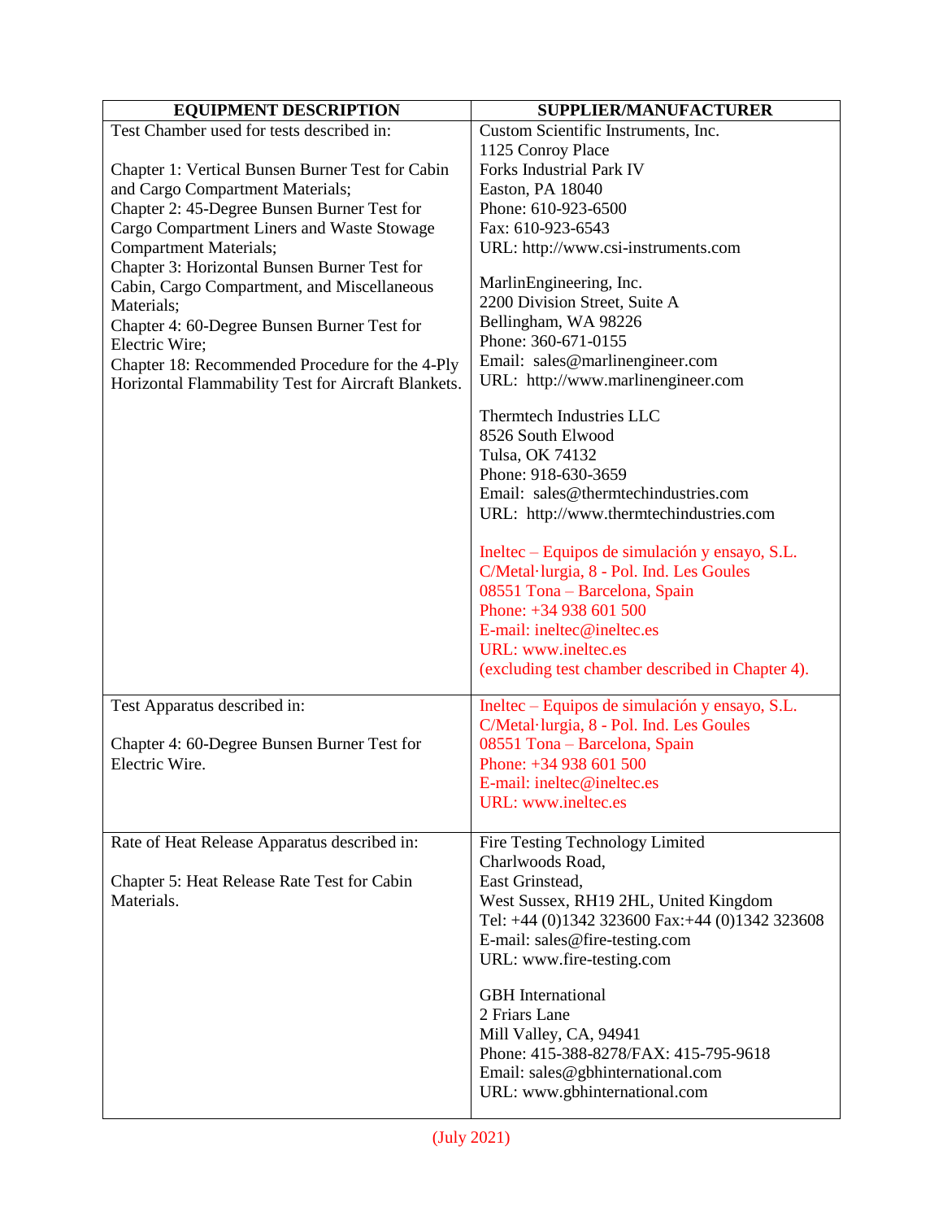| EQUIPMENT DESCRIPTION | SUPPLIER/MANUFACTURER |
|---|---|
| Test Chamber used for tests described in:<br><br>Chapter 1: Vertical Bunsen Burner Test for Cabin and Cargo Compartment Materials;<br>Chapter 2: 45-Degree Bunsen Burner Test for Cargo Compartment Liners and Waste Stowage Compartment Materials;<br>Chapter 3: Horizontal Bunsen Burner Test for Cabin, Cargo Compartment, and Miscellaneous Materials;<br>Chapter 4: 60-Degree Bunsen Burner Test for Electric Wire;<br>Chapter 18: Recommended Procedure for the 4-Ply Horizontal Flammability Test for Aircraft Blankets. | Custom Scientific Instruments, Inc.<br>1125 Conroy Place<br>Forks Industrial Park IV<br>Easton, PA 18040<br>Phone: 610-923-6500<br>Fax: 610-923-6543<br>URL: http://www.csi-instruments.com<br><br>MarlinEngineering, Inc.<br>2200 Division Street, Suite A<br>Bellingham, WA 98226<br>Phone: 360-671-0155<br>Email: sales@marlinengineer.com<br>URL: http://www.marlinengineer.com<br><br>Thermtech Industries LLC<br>8526 South Elwood<br>Tulsa, OK 74132<br>Phone: 918-630-3659<br>Email: sales@thermtechindustries.com<br>URL: http://www.thermtechindustries.com<br><br>Ineltec – Equipos de simulación y ensayo, S.L.<br>C/Metal·lurgia, 8 - Pol. Ind. Les Goules<br>08551 Tona – Barcelona, Spain<br>Phone: +34 938 601 500<br>E-mail: ineltec@ineltec.es<br>URL: www.ineltec.es<br>(excluding test chamber described in Chapter 4). |
| Test Apparatus described in:<br><br>Chapter 4: 60-Degree Bunsen Burner Test for Electric Wire. | Ineltec – Equipos de simulación y ensayo, S.L.<br>C/Metal·lurgia, 8 - Pol. Ind. Les Goules<br>08551 Tona – Barcelona, Spain<br>Phone: +34 938 601 500<br>E-mail: ineltec@ineltec.es<br>URL: www.ineltec.es |
| Rate of Heat Release Apparatus described in:<br><br>Chapter 5: Heat Release Rate Test for Cabin Materials. | Fire Testing Technology Limited<br>Charlwoods Road,<br>East Grinstead,<br>West Sussex, RH19 2HL, United Kingdom<br>Tel: +44 (0)1342 323600 Fax:+44 (0)1342 323608<br>E-mail: sales@fire-testing.com<br>URL: www.fire-testing.com<br><br>GBH International<br>2 Friars Lane<br>Mill Valley, CA, 94941<br>Phone: 415-388-8278/FAX: 415-795-9618<br>Email: sales@gbhinternational.com<br>URL: www.gbhinternational.com |

(July 2021)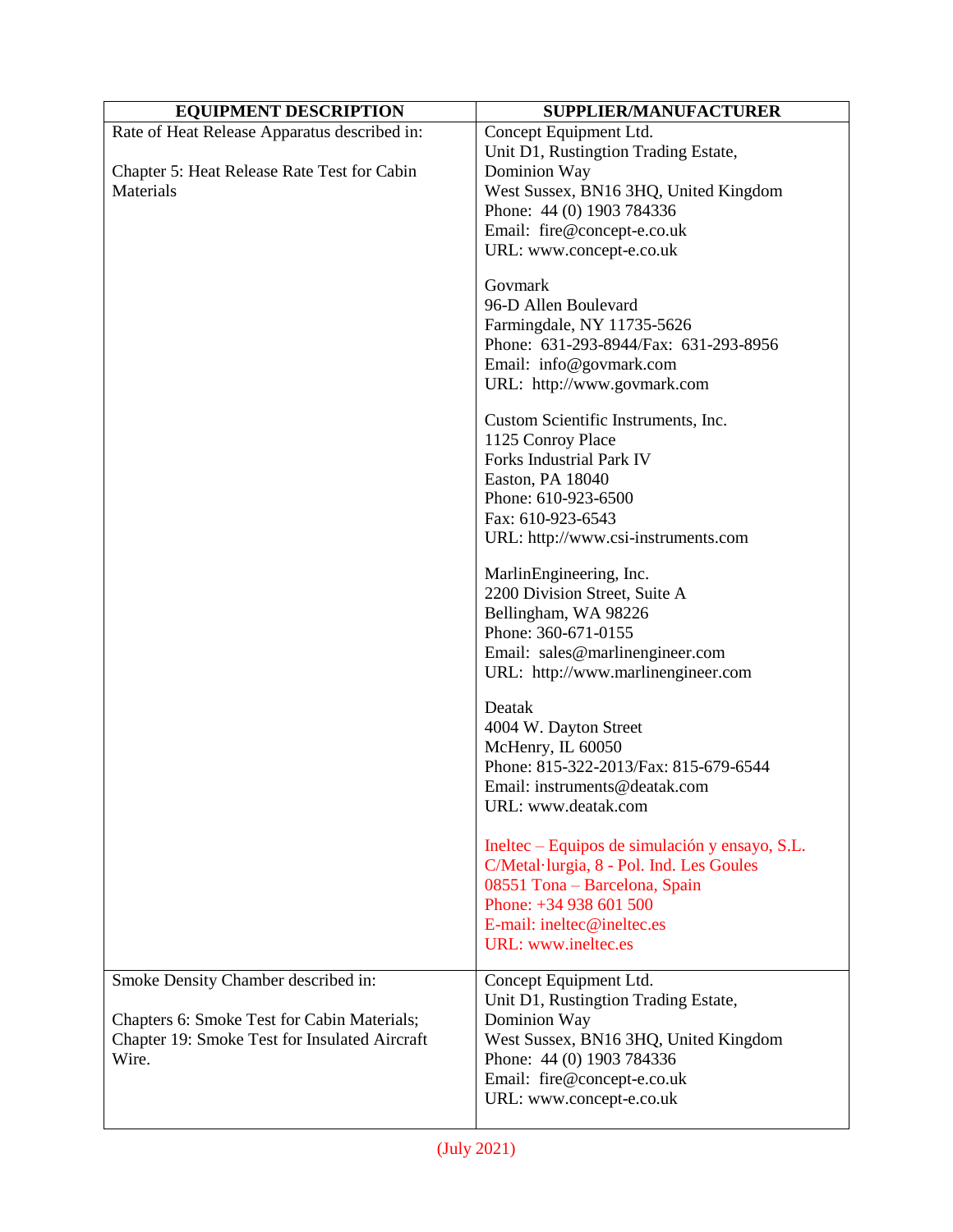| EQUIPMENT DESCRIPTION | SUPPLIER/MANUFACTURER |
|---|---|
| Rate of Heat Release Apparatus described in:<br><br>Chapter 5: Heat Release Rate Test for Cabin Materials | Concept Equipment Ltd.<br>Unit D1, Rustingtion Trading Estate,<br>Dominion Way<br>West Sussex, BN16 3HQ, United Kingdom<br>Phone: 44 (0) 1903 784336<br>Email: fire@concept-e.co.uk<br>URL: www.concept-e.co.uk<br><br>Govmark<br>96-D Allen Boulevard<br>Farmingdale, NY 11735-5626<br>Phone: 631-293-8944/Fax: 631-293-8956<br>Email: info@govmark.com<br>URL: http://www.govmark.com<br><br>Custom Scientific Instruments, Inc.<br>1125 Conroy Place<br>Forks Industrial Park IV<br>Easton, PA 18040<br>Phone: 610-923-6500<br>Fax: 610-923-6543<br>URL: http://www.csi-instruments.com<br><br>MarlinEngineering, Inc.<br>2200 Division Street, Suite A<br>Bellingham, WA 98226<br>Phone: 360-671-0155<br>Email: sales@marlinengineer.com<br>URL: http://www.marlinengineer.com<br><br>Deatak<br>4004 W. Dayton Street<br>McHenry, IL 60050<br>Phone: 815-322-2013/Fax: 815-679-6544<br>Email: instruments@deatak.com<br>URL: www.deatak.com<br><br>Ineltec – Equipos de simulación y ensayo, S.L.<br>C/Metal·lurgia, 8 - Pol. Ind. Les Goules<br>08551 Tona – Barcelona, Spain<br>Phone: +34 938 601 500<br>E-mail: ineltec@ineltec.es<br>URL: www.ineltec.es |
| Smoke Density Chamber described in:<br><br>Chapters 6: Smoke Test for Cabin Materials;<br>Chapter 19: Smoke Test for Insulated Aircraft Wire. | Concept Equipment Ltd.<br>Unit D1, Rustingtion Trading Estate,<br>Dominion Way<br>West Sussex, BN16 3HQ, United Kingdom<br>Phone: 44 (0) 1903 784336<br>Email: fire@concept-e.co.uk<br>URL: www.concept-e.co.uk |

(July 2021)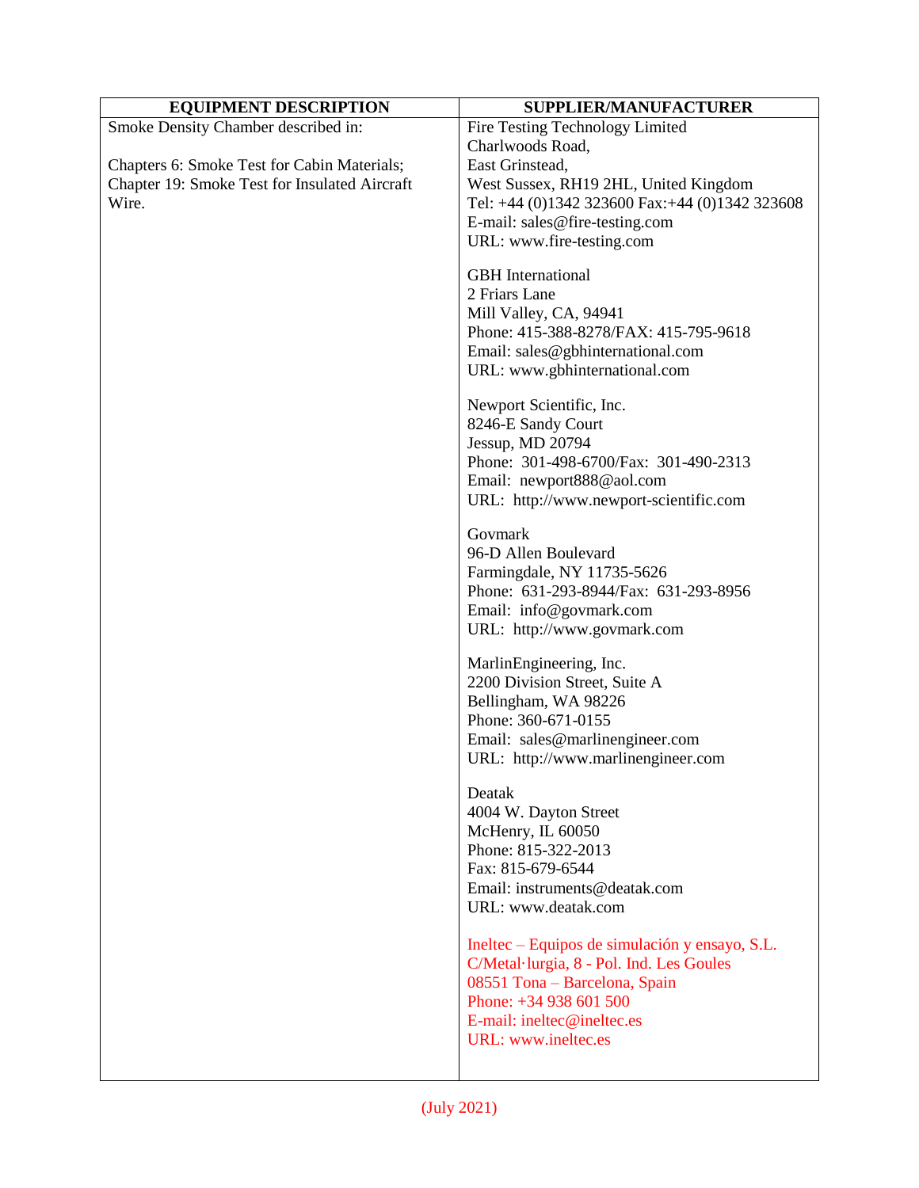| EQUIPMENT DESCRIPTION | SUPPLIER/MANUFACTURER |
|---|---|
| Smoke Density Chamber described in:<br><br>Chapters 6: Smoke Test for Cabin Materials;<br>Chapter 19: Smoke Test for Insulated Aircraft Wire. | Fire Testing Technology Limited<br>Charlwoods Road,<br>East Grinstead,<br>West Sussex, RH19 2HL, United Kingdom<br>Tel: +44 (0)1342 323600 Fax:+44 (0)1342 323608<br>E-mail: sales@fire-testing.com<br>URL: www.fire-testing.com<br><br>GBH International<br>2 Friars Lane<br>Mill Valley, CA, 94941<br>Phone: 415-388-8278/FAX: 415-795-9618<br>Email: sales@gbhinternational.com<br>URL: www.gbhinternational.com<br><br>Newport Scientific, Inc.<br>8246-E Sandy Court<br>Jessup, MD 20794<br>Phone: 301-498-6700/Fax: 301-490-2313<br>Email: newport888@aol.com<br>URL: http://www.newport-scientific.com<br><br>Govmark<br>96-D Allen Boulevard<br>Farmingdale, NY 11735-5626<br>Phone: 631-293-8944/Fax: 631-293-8956<br>Email: info@govmark.com<br>URL: http://www.govmark.com<br><br>MarlinEngineering, Inc.<br>2200 Division Street, Suite A<br>Bellingham, WA 98226<br>Phone: 360-671-0155<br>Email: sales@marlinengineer.com<br>URL: http://www.marlinengineer.com<br><br>Deatak<br>4004 W. Dayton Street<br>McHenry, IL 60050<br>Phone: 815-322-2013<br>Fax: 815-679-6544<br>Email: instruments@deatak.com<br>URL: www.deatak.com<br><br>Ineltec – Equipos de simulación y ensayo, S.L.<br>C/Metal·lurgia, 8 - Pol. Ind. Les Goules<br>08551 Tona – Barcelona, Spain<br>Phone: +34 938 601 500<br>E-mail: ineltec@ineltec.es<br>URL: www.ineltec.es |

(July 2021)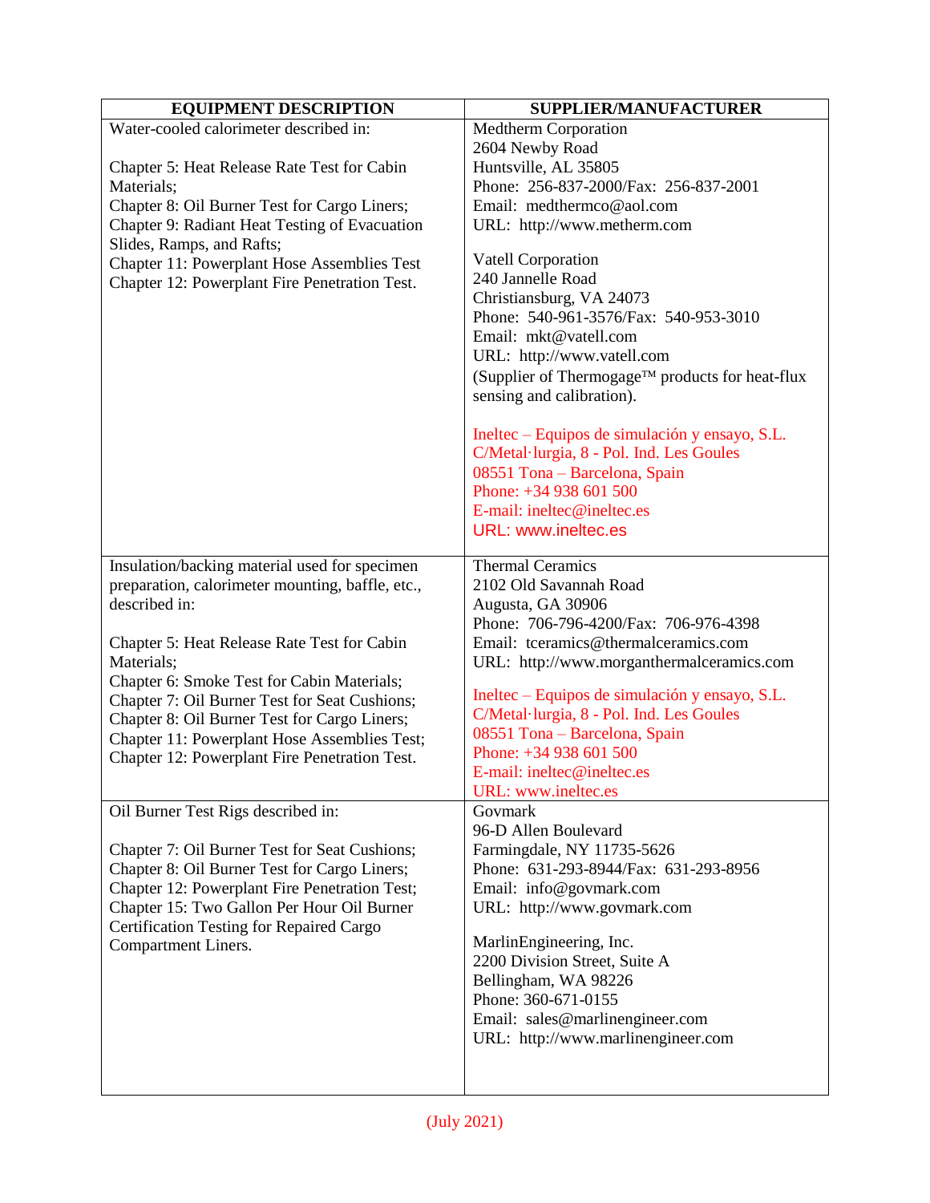| EQUIPMENT DESCRIPTION | SUPPLIER/MANUFACTURER |
|---|---|
| Water-cooled calorimeter described in:<br><br>Chapter 5: Heat Release Rate Test for Cabin Materials;<br>Chapter 8: Oil Burner Test for Cargo Liners;<br>Chapter 9: Radiant Heat Testing of Evacuation Slides, Ramps, and Rafts;<br>Chapter 11: Powerplant Hose Assemblies Test<br>Chapter 12: Powerplant Fire Penetration Test. | Medtherm Corporation<br>2604 Newby Road<br>Huntsville, AL 35805<br>Phone: 256-837-2000/Fax: 256-837-2001<br>Email: medthermco@aol.com<br>URL: http://www.metherm.com<br><br>Vatell Corporation<br>240 Jannelle Road<br>Christiansburg, VA 24073<br>Phone: 540-961-3576/Fax: 540-953-3010<br>Email: mkt@vatell.com<br>URL: http://www.vatell.com<br>(Supplier of Thermogage™ products for heat-flux sensing and calibration).<br><br>Ineltec – Equipos de simulación y ensayo, S.L.<br>C/Metal·lurgia, 8 - Pol. Ind. Les Goules<br>08551 Tona – Barcelona, Spain<br>Phone: +34 938 601 500<br>E-mail: ineltec@ineltec.es<br>URL: www.ineltec.es |
| Insulation/backing material used for specimen preparation, calorimeter mounting, baffle, etc., described in:<br><br>Chapter 5: Heat Release Rate Test for Cabin Materials;<br>Chapter 6: Smoke Test for Cabin Materials;<br>Chapter 7: Oil Burner Test for Seat Cushions;<br>Chapter 8: Oil Burner Test for Cargo Liners;<br>Chapter 11: Powerplant Hose Assemblies Test;<br>Chapter 12: Powerplant Fire Penetration Test. | Thermal Ceramics<br>2102 Old Savannah Road<br>Augusta, GA 30906<br>Phone: 706-796-4200/Fax: 706-976-4398<br>Email: tceramics@thermalceramics.com<br>URL: http://www.morganthermalceramics.com<br><br>Ineltec – Equipos de simulación y ensayo, S.L.<br>C/Metal·lurgia, 8 - Pol. Ind. Les Goules<br>08551 Tona – Barcelona, Spain<br>Phone: +34 938 601 500<br>E-mail: ineltec@ineltec.es<br>URL: www.ineltec.es |
| Oil Burner Test Rigs described in:<br><br>Chapter 7: Oil Burner Test for Seat Cushions;<br>Chapter 8: Oil Burner Test for Cargo Liners;<br>Chapter 12: Powerplant Fire Penetration Test;<br>Chapter 15: Two Gallon Per Hour Oil Burner Certification Testing for Repaired Cargo Compartment Liners. | Govmark<br>96-D Allen Boulevard<br>Farmingdale, NY 11735-5626<br>Phone: 631-293-8944/Fax: 631-293-8956<br>Email: info@govmark.com<br>URL: http://www.govmark.com<br><br>MarlinEngineering, Inc.<br>2200 Division Street, Suite A<br>Bellingham, WA 98226<br>Phone: 360-671-0155<br>Email: sales@marlinengineer.com<br>URL: http://www.marlinengineer.com |

(July 2021)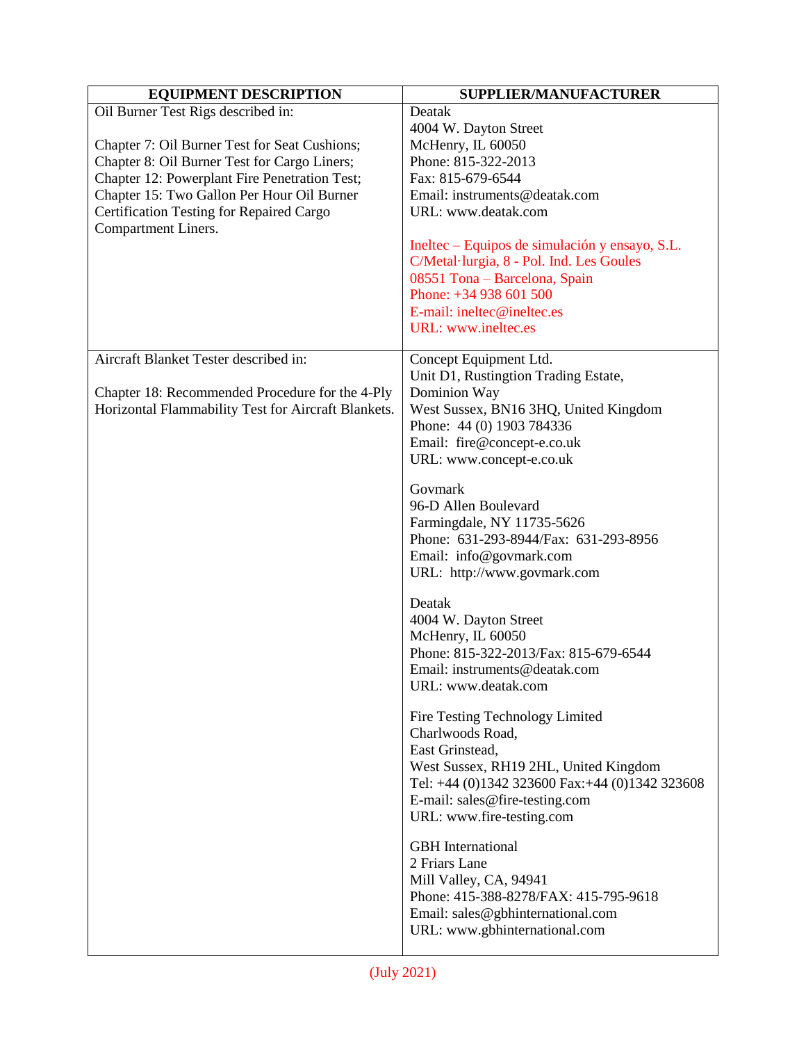| EQUIPMENT DESCRIPTION | SUPPLIER/MANUFACTURER |
| --- | --- |
| Oil Burner Test Rigs described in:<br><br>Chapter 7: Oil Burner Test for Seat Cushions;<br>Chapter 8: Oil Burner Test for Cargo Liners;<br>Chapter 12: Powerplant Fire Penetration Test;<br>Chapter 15: Two Gallon Per Hour Oil Burner Certification Testing for Repaired Cargo Compartment Liners. | Deatak<br>4004 W. Dayton Street<br>McHenry, IL 60050<br>Phone: 815-322-2013<br>Fax: 815-679-6544<br>Email: instruments@deatak.com<br>URL: www.deatak.com<br><br>Ineltec – Equipos de simulación y ensayo, S.L.<br>C/Metal·lurgia, 8 - Pol. Ind. Les Goules<br>08551 Tona – Barcelona, Spain<br>Phone: +34 938 601 500<br>E-mail: ineltec@ineltec.es<br>URL: www.ineltec.es |
| Aircraft Blanket Tester described in:<br><br>Chapter 18: Recommended Procedure for the 4-Ply Horizontal Flammability Test for Aircraft Blankets. | Concept Equipment Ltd.<br>Unit D1, Rustingtion Trading Estate,<br>Dominion Way<br>West Sussex, BN16 3HQ, United Kingdom<br>Phone: 44 (0) 1903 784336<br>Email: fire@concept-e.co.uk<br>URL: www.concept-e.co.uk<br><br>Govmark<br>96-D Allen Boulevard<br>Farmingdale, NY 11735-5626<br>Phone: 631-293-8944/Fax: 631-293-8956<br>Email: info@govmark.com<br>URL: http://www.govmark.com<br><br>Deatak<br>4004 W. Dayton Street<br>McHenry, IL 60050<br>Phone: 815-322-2013/Fax: 815-679-6544<br>Email: instruments@deatak.com<br>URL: www.deatak.com<br><br>Fire Testing Technology Limited<br>Charlwoods Road,<br>East Grinstead,<br>West Sussex, RH19 2HL, United Kingdom<br>Tel: +44 (0)1342 323600 Fax:+44 (0)1342 323608<br>E-mail: sales@fire-testing.com<br>URL: www.fire-testing.com<br><br>GBH International<br>2 Friars Lane<br>Mill Valley, CA, 94941<br>Phone: 415-388-8278/FAX: 415-795-9618<br>Email: sales@gbhinternational.com<br>URL: www.gbhinternational.com |

(July 2021)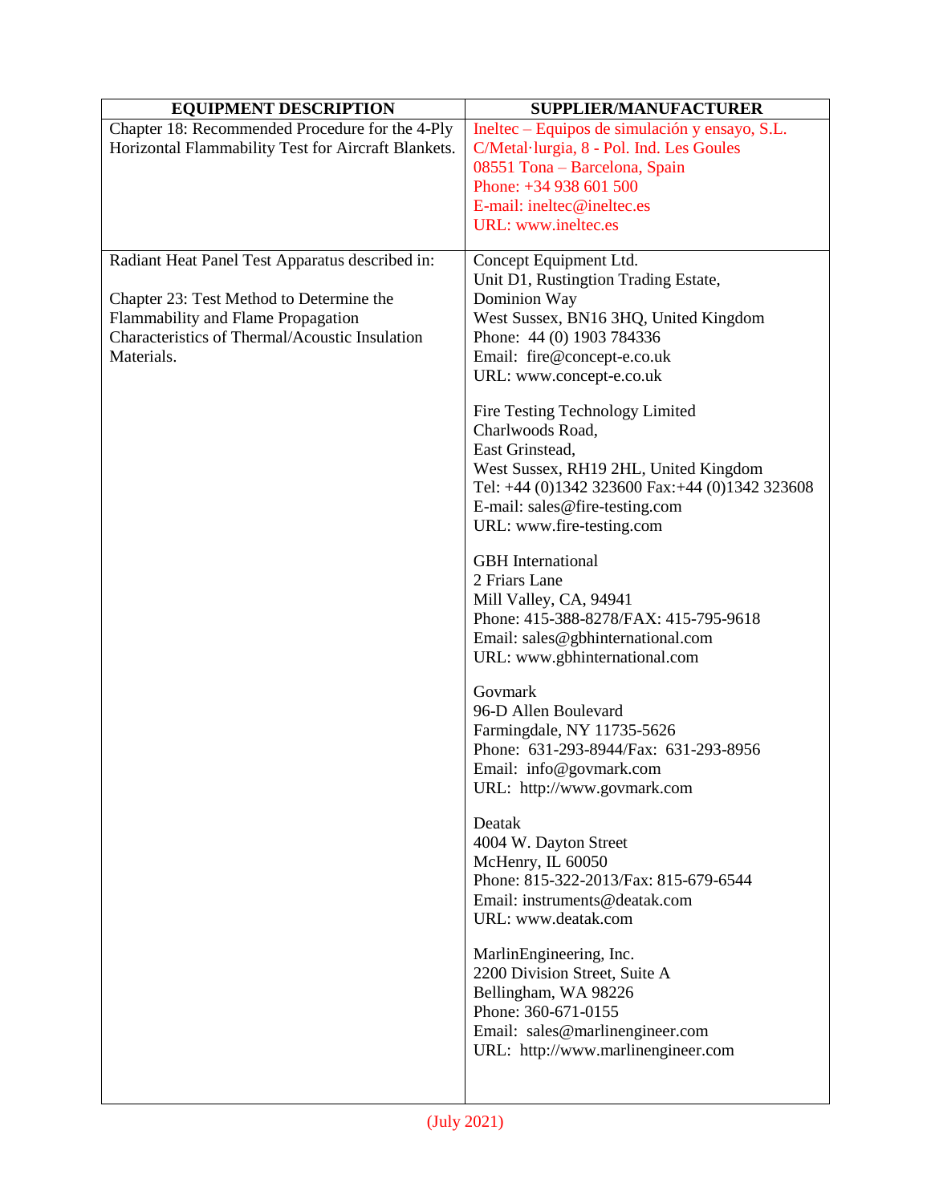| EQUIPMENT DESCRIPTION | SUPPLIER/MANUFACTURER |
| --- | --- |
| Chapter 18: Recommended Procedure for the 4-Ply Horizontal Flammability Test for Aircraft Blankets. | Ineltec – Equipos de simulación y ensayo, S.L.<br>C/Metal·lurgia, 8 - Pol. Ind. Les Goules<br>08551 Tona – Barcelona, Spain<br>Phone: +34 938 601 500<br>E-mail: ineltec@ineltec.es<br>URL: www.ineltec.es |
| Radiant Heat Panel Test Apparatus described in:<br><br>Chapter 23: Test Method to Determine the Flammability and Flame Propagation Characteristics of Thermal/Acoustic Insulation Materials. | Concept Equipment Ltd.<br>Unit D1, Rustingtion Trading Estate,<br>Dominion Way<br>West Sussex, BN16 3HQ, United Kingdom<br>Phone: 44 (0) 1903 784336<br>Email: fire@concept-e.co.uk<br>URL: www.concept-e.co.uk<br><br>Fire Testing Technology Limited<br>Charlwoods Road,<br>East Grinstead,<br>West Sussex, RH19 2HL, United Kingdom<br>Tel: +44 (0)1342 323600 Fax:+44 (0)1342 323608<br>E-mail: sales@fire-testing.com<br>URL: www.fire-testing.com<br><br>GBH International<br>2 Friars Lane<br>Mill Valley, CA, 94941<br>Phone: 415-388-8278/FAX: 415-795-9618<br>Email: sales@gbhinternational.com<br>URL: www.gbhinternational.com<br><br>Govmark<br>96-D Allen Boulevard<br>Farmingdale, NY 11735-5626<br>Phone: 631-293-8944/Fax: 631-293-8956<br>Email: info@govmark.com<br>URL: http://www.govmark.com<br><br>Deatak<br>4004 W. Dayton Street<br>McHenry, IL 60050<br>Phone: 815-322-2013/Fax: 815-679-6544<br>Email: instruments@deatak.com<br>URL: www.deatak.com<br><br>MarlinEngineering, Inc.<br>2200 Division Street, Suite A<br>Bellingham, WA 98226<br>Phone: 360-671-0155<br>Email: sales@marlinengineer.com<br>URL: http://www.marlinengineer.com |

(July 2021)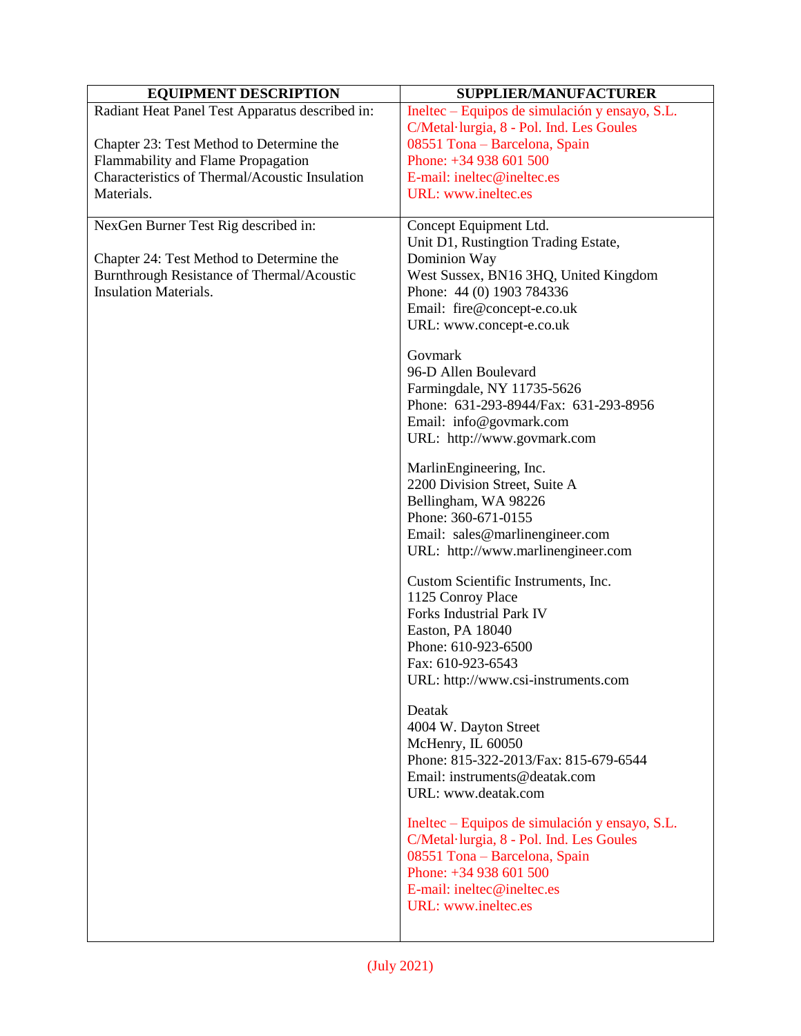| EQUIPMENT DESCRIPTION | SUPPLIER/MANUFACTURER |
|---|---|
| Radiant Heat Panel Test Apparatus described in:<br><br>Chapter 23: Test Method to Determine the Flammability and Flame Propagation Characteristics of Thermal/Acoustic Insulation Materials. | Ineltec – Equipos de simulación y ensayo, S.L.<br>C/Metal·lurgia, 8 - Pol. Ind. Les Goules<br>08551 Tona – Barcelona, Spain<br>Phone: +34 938 601 500<br>E-mail: ineltec@ineltec.es<br>URL: www.ineltec.es |
| NexGen Burner Test Rig described in:<br><br>Chapter 24: Test Method to Determine the Burnthrough Resistance of Thermal/Acoustic Insulation Materials. | Concept Equipment Ltd.<br>Unit D1, Rustingtion Trading Estate,<br>Dominion Way<br>West Sussex, BN16 3HQ, United Kingdom<br>Phone: 44 (0) 1903 784336<br>Email: fire@concept-e.co.uk<br>URL: www.concept-e.co.uk<br><br>Govmark<br>96-D Allen Boulevard<br>Farmingdale, NY 11735-5626<br>Phone: 631-293-8944/Fax: 631-293-8956<br>Email: info@govmark.com<br>URL: http://www.govmark.com<br><br>MarlinEngineering, Inc.<br>2200 Division Street, Suite A<br>Bellingham, WA 98226<br>Phone: 360-671-0155<br>Email: sales@marlinengineer.com<br>URL: http://www.marlinengineer.com<br><br>Custom Scientific Instruments, Inc.<br>1125 Conroy Place<br>Forks Industrial Park IV<br>Easton, PA 18040<br>Phone: 610-923-6500<br>Fax: 610-923-6543<br>URL: http://www.csi-instruments.com<br><br>Deatak<br>4004 W. Dayton Street<br>McHenry, IL 60050<br>Phone: 815-322-2013/Fax: 815-679-6544<br>Email: instruments@deatak.com<br>URL: www.deatak.com<br><br>Ineltec – Equipos de simulación y ensayo, S.L.<br>C/Metal·lurgia, 8 - Pol. Ind. Les Goules<br>08551 Tona – Barcelona, Spain<br>Phone: +34 938 601 500<br>E-mail: ineltec@ineltec.es<br>URL: www.ineltec.es |

(July 2021)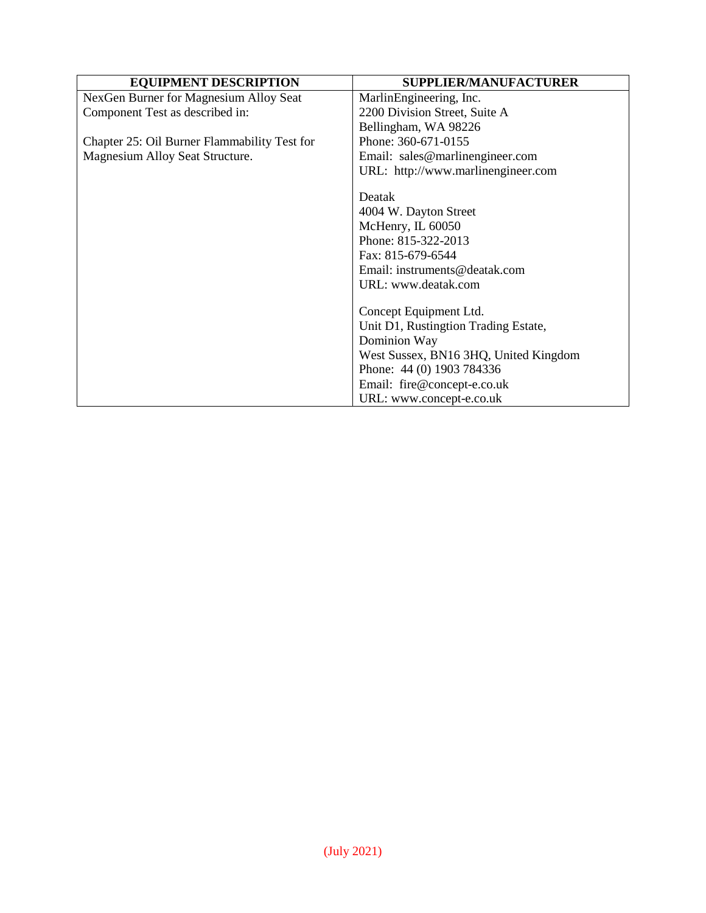| EQUIPMENT DESCRIPTION | SUPPLIER/MANUFACTURER |
|---|---|
| NexGen Burner for Magnesium Alloy Seat Component Test as described in:<br><br>Chapter 25: Oil Burner Flammability Test for Magnesium Alloy Seat Structure. | MarlinEngineering, Inc.<br>2200 Division Street, Suite A<br>Bellingham, WA 98226<br>Phone: 360-671-0155<br>Email: sales@marlinengineer.com<br>URL: http://www.marlinengineer.com<br><br>Deatak<br>4004 W. Dayton Street<br>McHenry, IL 60050<br>Phone: 815-322-2013<br>Fax: 815-679-6544<br>Email: instruments@deatak.com<br>URL: www.deatak.com<br><br>Concept Equipment Ltd.<br>Unit D1, Rustingtion Trading Estate,<br>Dominion Way<br>West Sussex, BN16 3HQ, United Kingdom<br>Phone: 44 (0) 1903 784336<br>Email: fire@concept-e.co.uk<br>URL: www.concept-e.co.uk |

(July 2021)